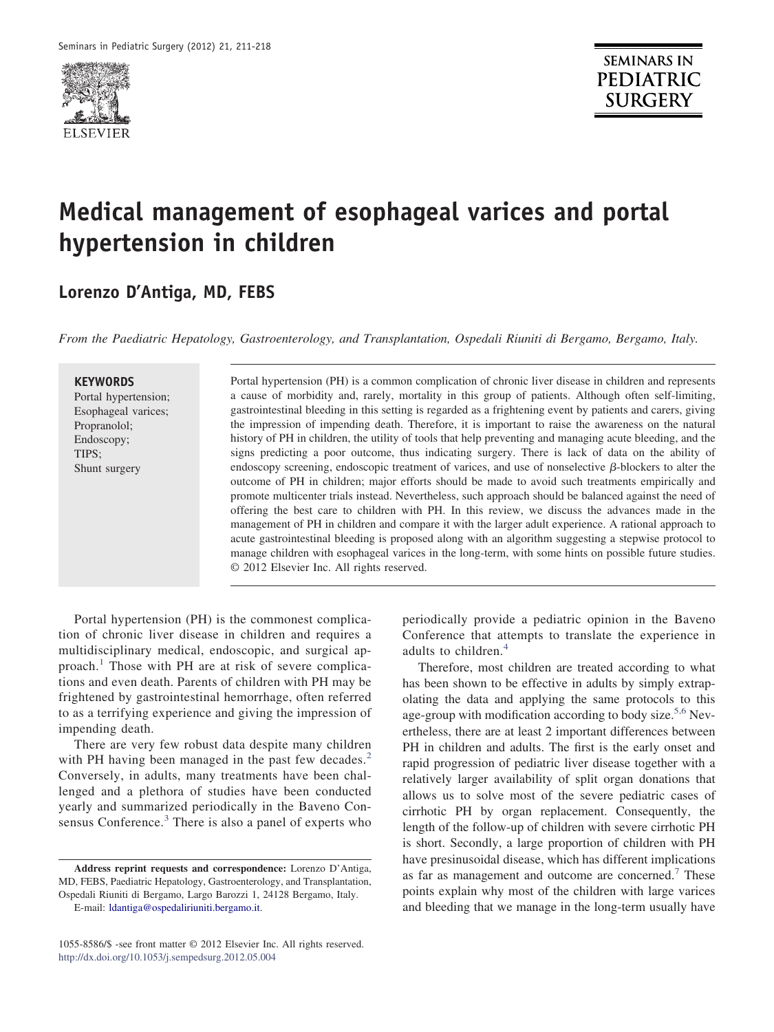# Medical management of esophageal varices and portal hypertension in children

## Lorenzo D'Antiga, MD, FEBS

*From the Paediatric Hepatology, Gastroenterology, and Transplantation, Ospedali Riuniti di Bergamo, Bergamo, Italy.*

**KEYWORDS**
Portal hypertension;
Esophageal varices;
Propranolol;
Endoscopy;
TIPS;
Shunt surgery

Portal hypertension (PH) is a common complication of chronic liver disease in children and represents a cause of morbidity and, rarely, mortality in this group of patients. Although often self-limiting, gastrointestinal bleeding in this setting is regarded as a frightening event by patients and carers, giving the impression of impending death. Therefore, it is important to raise the awareness on the natural history of PH in children, the utility of tools that help preventing and managing acute bleeding, and the signs predicting a poor outcome, thus indicating surgery. There is lack of data on the ability of endoscopy screening, endoscopic treatment of varices, and use of nonselective β-blockers to alter the outcome of PH in children; major efforts should be made to avoid such treatments empirically and promote multicenter trials instead. Nevertheless, such approach should be balanced against the need of offering the best care to children with PH. In this review, we discuss the advances made in the management of PH in children and compare it with the larger adult experience. A rational approach to acute gastrointestinal bleeding is proposed along with an algorithm suggesting a stepwise protocol to manage children with esophageal varices in the long-term, with some hints on possible future studies.
© 2012 Elsevier Inc. All rights reserved.

Portal hypertension (PH) is the commonest complication of chronic liver disease in children and requires a multidisciplinary medical, endoscopic, and surgical approach.[1] Those with PH are at risk of severe complications and even death. Parents of children with PH may be frightened by gastrointestinal hemorrhage, often referred to as a terrifying experience and giving the impression of impending death.

There are very few robust data despite many children with PH having been managed in the past few decades.[2] Conversely, in adults, many treatments have been challenged and a plethora of studies have been conducted yearly and summarized periodically in the Baveno Consensus Conference.[3] There is also a panel of experts who periodically provide a pediatric opinion in the Baveno Conference that attempts to translate the experience in adults to children.[4]

Therefore, most children are treated according to what has been shown to be effective in adults by simply extrapolating the data and applying the same protocols to this age-group with modification according to body size.[5,6] Nevertheless, there are at least 2 important differences between PH in children and adults. The first is the early onset and rapid progression of pediatric liver disease together with a relatively larger availability of split organ donations that allows us to solve most of the severe pediatric cases of cirrhotic PH by organ replacement. Consequently, the length of the follow-up of children with severe cirrhotic PH is short. Secondly, a large proportion of children with PH have presinusoidal disease, which has different implications as far as management and outcome are concerned.[7] These points explain why most of the children with large varices and bleeding that we manage in the long-term usually have

**Address reprint requests and correspondence:** Lorenzo D'Antiga, MD, FEBS, Paediatric Hepatology, Gastroenterology, and Transplantation, Ospedali Riuniti di Bergamo, Largo Barozzi 1, 24128 Bergamo, Italy.
E-mail: ldantiga@ospedaliriuniti.bergamo.it.

1055-8586/$ -see front matter © 2012 Elsevier Inc. All rights reserved.
http://dx.doi.org/10.1053/j.sempedsurg.2012.05.004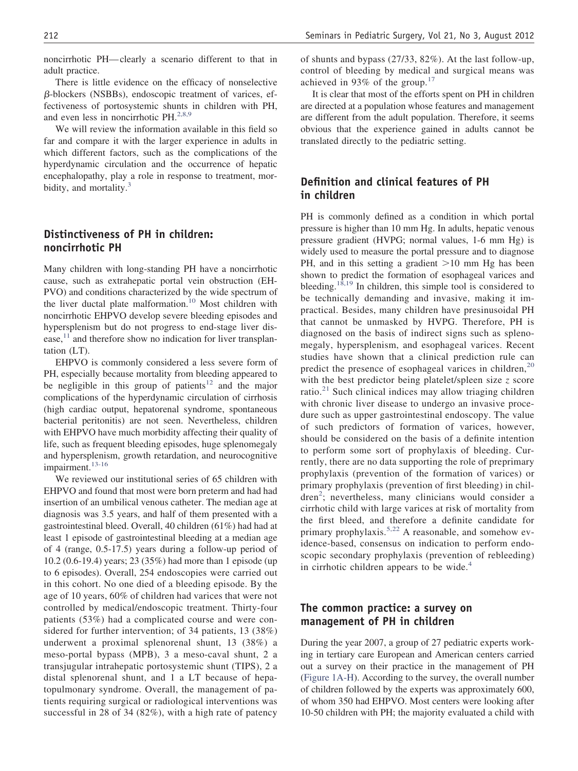noncirrhotic PH—clearly a scenario different to that in adult practice.

There is little evidence on the efficacy of nonselective β-blockers (NSBBs), endoscopic treatment of varices, effectiveness of portosystemic shunts in children with PH, and even less in noncirrhotic PH.[2,8,9]

We will review the information available in this field so far and compare it with the larger experience in adults in which different factors, such as the complications of the hyperdynamic circulation and the occurrence of hepatic encephalopathy, play a role in response to treatment, morbidity, and mortality.[3]

## Distinctiveness of PH in children: noncirrhotic PH

Many children with long-standing PH have a noncirrhotic cause, such as extrahepatic portal vein obstruction (EHPVO) and conditions characterized by the wide spectrum of the liver ductal plate malformation.[10] Most children with noncirrhotic EHPVO develop severe bleeding episodes and hypersplenism but do not progress to end-stage liver disease,[11] and therefore show no indication for liver transplantation (LT).

EHPVO is commonly considered a less severe form of PH, especially because mortality from bleeding appeared to be negligible in this group of patients[12] and the major complications of the hyperdynamic circulation of cirrhosis (high cardiac output, hepatorenal syndrome, spontaneous bacterial peritonitis) are not seen. Nevertheless, children with EHPVO have much morbidity affecting their quality of life, such as frequent bleeding episodes, huge splenomegaly and hypersplenism, growth retardation, and neurocognitive impairment.[13-16]

We reviewed our institutional series of 65 children with EHPVO and found that most were born preterm and had had insertion of an umbilical venous catheter. The median age at diagnosis was 3.5 years, and half of them presented with a gastrointestinal bleed. Overall, 40 children (61%) had had at least 1 episode of gastrointestinal bleeding at a median age of 4 (range, 0.5-17.5) years during a follow-up period of 10.2 (0.6-19.4) years; 23 (35%) had more than 1 episode (up to 6 episodes). Overall, 254 endoscopies were carried out in this cohort. No one died of a bleeding episode. By the age of 10 years, 60% of children had varices that were not controlled by medical/endoscopic treatment. Thirty-four patients (53%) had a complicated course and were considered for further intervention; of 34 patients, 13 (38%) underwent a proximal splenorenal shunt, 13 (38%) a meso-portal bypass (MPB), 3 a meso-caval shunt, 2 a transjugular intrahepatic portosystemic shunt (TIPS), 2 a distal splenorenal shunt, and 1 a LT because of hepatopulmonary syndrome. Overall, the management of patients requiring surgical or radiological interventions was successful in 28 of 34 (82%), with a high rate of patency of shunts and bypass (27/33, 82%). At the last follow-up, control of bleeding by medical and surgical means was achieved in 93% of the group.[17]

It is clear that most of the efforts spent on PH in children are directed at a population whose features and management are different from the adult population. Therefore, it seems obvious that the experience gained in adults cannot be translated directly to the pediatric setting.

## Definition and clinical features of PH in children

PH is commonly defined as a condition in which portal pressure is higher than 10 mm Hg. In adults, hepatic venous pressure gradient (HVPG; normal values, 1-6 mm Hg) is widely used to measure the portal pressure and to diagnose PH, and in this setting a gradient >10 mm Hg has been shown to predict the formation of esophageal varices and bleeding.[18,19] In children, this simple tool is considered to be technically demanding and invasive, making it impractical. Besides, many children have presinusoidal PH that cannot be unmasked by HVPG. Therefore, PH is diagnosed on the basis of indirect signs such as splenomegaly, hypersplenism, and esophageal varices. Recent studies have shown that a clinical prediction rule can predict the presence of esophageal varices in children,[20] with the best predictor being platelet/spleen size $z$ score ratio.[21] Such clinical indices may allow triaging children with chronic liver disease to undergo an invasive procedure such as upper gastrointestinal endoscopy. The value of such predictors of formation of varices, however, should be considered on the basis of a definite intention to perform some sort of prophylaxis of bleeding. Currently, there are no data supporting the role of preprimary prophylaxis (prevention of the formation of varices) or primary prophylaxis (prevention of first bleeding) in children[2]; nevertheless, many clinicians would consider a cirrhotic child with large varices at risk of mortality from the first bleed, and therefore a definite candidate for primary prophylaxis.[5,22] A reasonable, and somehow evidence-based, consensus on indication to perform endoscopic secondary prophylaxis (prevention of rebleeding) in cirrhotic children appears to be wide.[4]

## The common practice: a survey on management of PH in children

During the year 2007, a group of 27 pediatric experts working in tertiary care European and American centers carried out a survey on their practice in the management of PH (Figure 1A-H). According to the survey, the overall number of children followed by the experts was approximately 600, of whom 350 had EHPVO. Most centers were looking after 10-50 children with PH; the majority evaluated a child with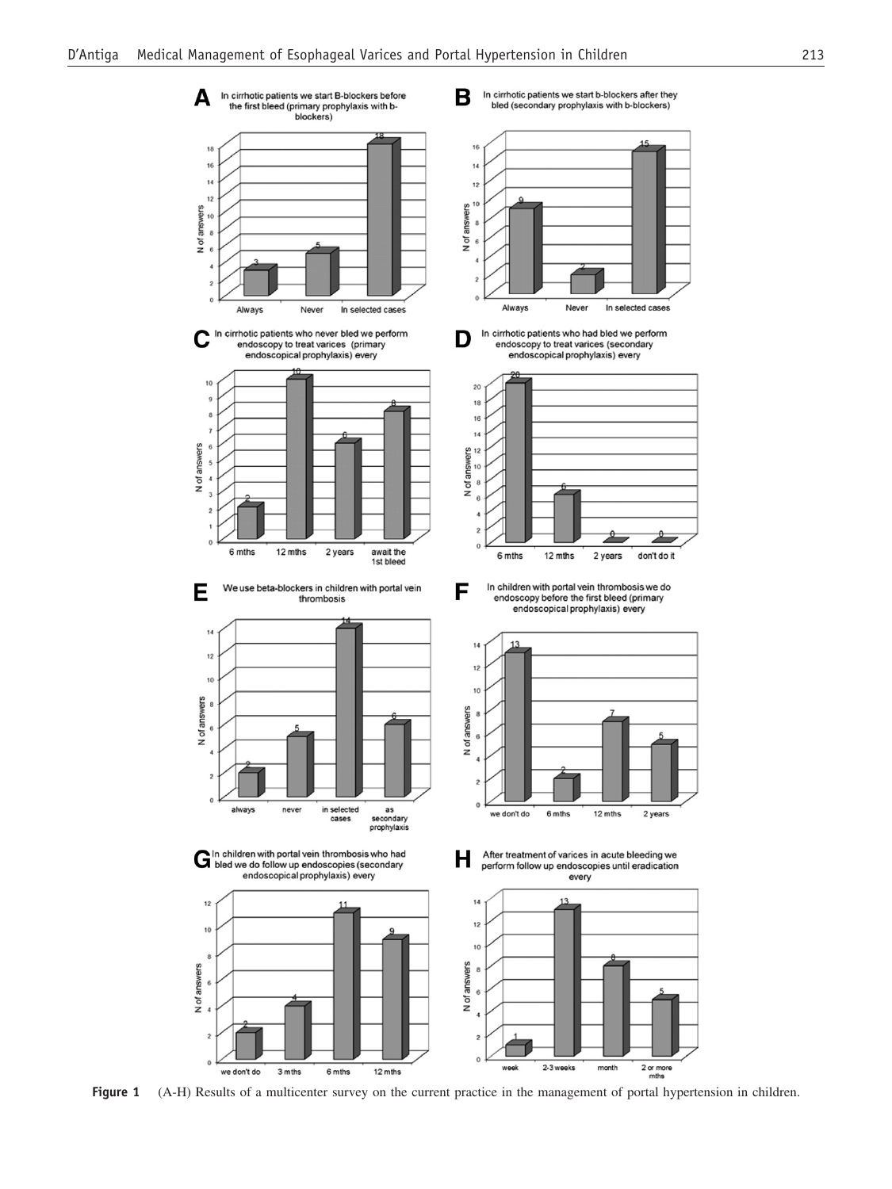**Figure 1** (A-H) Results of a multicenter survey on the current practice in the management of portal hypertension in children.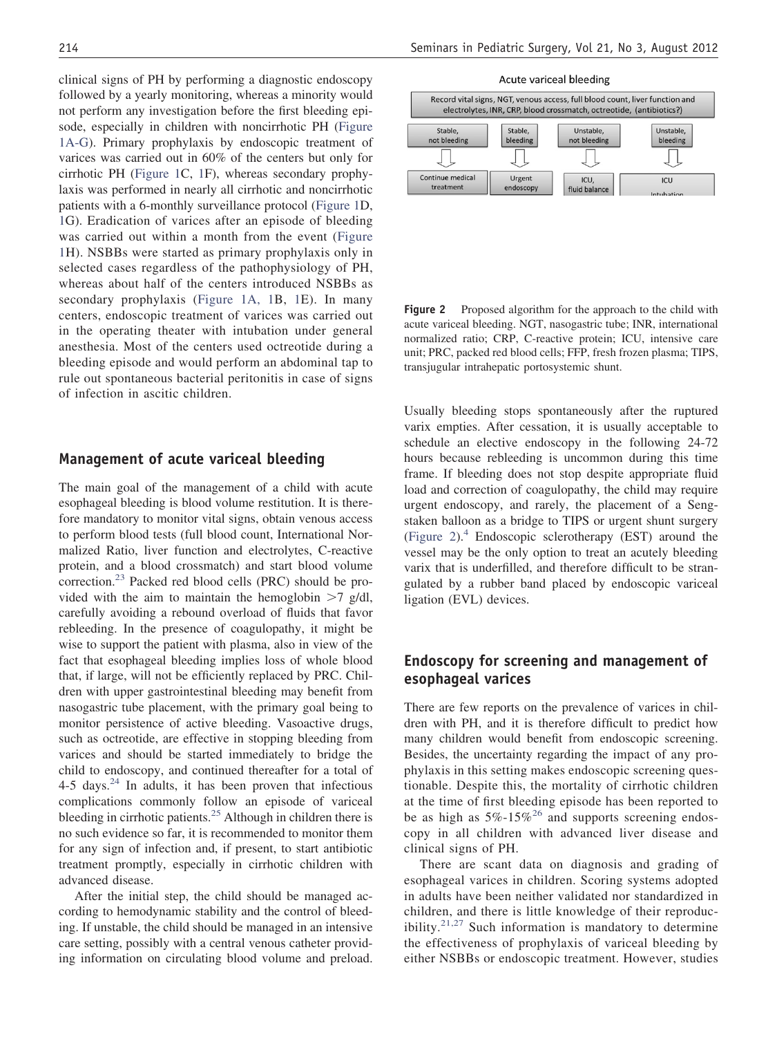clinical signs of PH by performing a diagnostic endoscopy followed by a yearly monitoring, whereas a minority would not perform any investigation before the first bleeding episode, especially in children with noncirrhotic PH (Figure 1A-G). Primary prophylaxis by endoscopic treatment of varices was carried out in 60% of the centers but only for cirrhotic PH (Figure 1C, 1F), whereas secondary prophylaxis was performed in nearly all cirrhotic and noncirrhotic patients with a 6-monthly surveillance protocol (Figure 1D, 1G). Eradication of varices after an episode of bleeding was carried out within a month from the event (Figure 1H). NSBBs were started as primary prophylaxis only in selected cases regardless of the pathophysiology of PH, whereas about half of the centers introduced NSBBs as secondary prophylaxis (Figure 1A, 1B, 1E). In many centers, endoscopic treatment of varices was carried out in the operating theater with intubation under general anesthesia. Most of the centers used octreotide during a bleeding episode and would perform an abdominal tap to rule out spontaneous bacterial peritonitis in case of signs of infection in ascitic children.

## Management of acute variceal bleeding

The main goal of the management of a child with acute esophageal bleeding is blood volume restitution. It is therefore mandatory to monitor vital signs, obtain venous access to perform blood tests (full blood count, International Normalized Ratio, liver function and electrolytes, C-reactive protein, and a blood crossmatch) and start blood volume correction.[23] Packed red blood cells (PRC) should be provided with the aim to maintain the hemoglobin >7 g/dl, carefully avoiding a rebound overload of fluids that favor rebleeding. In the presence of coagulopathy, it might be wise to support the patient with plasma, also in view of the fact that esophageal bleeding implies loss of whole blood that, if large, will not be efficiently replaced by PRC. Children with upper gastrointestinal bleeding may benefit from nasogastric tube placement, with the primary goal being to monitor persistence of active bleeding. Vasoactive drugs, such as octreotide, are effective in stopping bleeding from varices and should be started immediately to bridge the child to endoscopy, and continued thereafter for a total of 4-5 days.[24] In adults, it has been proven that infectious complications commonly follow an episode of variceal bleeding in cirrhotic patients.[25] Although in children there is no such evidence so far, it is recommended to monitor them for any sign of infection and, if present, to start antibiotic treatment promptly, especially in cirrhotic children with advanced disease.

After the initial step, the child should be managed according to hemodynamic stability and the control of bleeding. If unstable, the child should be managed in an intensive care setting, possibly with a central venous catheter providing information on circulating blood volume and preload.

Acute variceal bleeding

Record vital signs, NGT, venous access, full blood count, liver function and electrolytes, INR, CRP, blood crossmatch, octreotide, (antibiotics?)

Stable, not bleeding

Stable, bleeding

Unstable, not bleeding

Unstable, bleeding

Continue medical treatment

Urgent endoscopy

ICU, fluid balance

ICU

Intubation

**Figure 2** Proposed algorithm for the approach to the child with acute variceal bleeding. NGT, nasogastric tube; INR, international normalized ratio; CRP, C-reactive protein; ICU, intensive care unit; PRC, packed red blood cells; FFP, fresh frozen plasma; TIPS, transjugular intrahepatic portosystemic shunt.

Usually bleeding stops spontaneously after the ruptured varix empties. After cessation, it is usually acceptable to schedule an elective endoscopy in the following 24-72 hours because rebleeding is uncommon during this time frame. If bleeding does not stop despite appropriate fluid load and correction of coagulopathy, the child may require urgent endoscopy, and rarely, the placement of a Sengstaken balloon as a bridge to TIPS or urgent shunt surgery (Figure 2).[4] Endoscopic sclerotherapy (EST) around the vessel may be the only option to treat an acutely bleeding varix that is underfilled, and therefore difficult to be strangulated by a rubber band placed by endoscopic variceal ligation (EVL) devices.

## Endoscopy for screening and management of esophageal varices

There are few reports on the prevalence of varices in children with PH, and it is therefore difficult to predict how many children would benefit from endoscopic screening. Besides, the uncertainty regarding the impact of any prophylaxis in this setting makes endoscopic screening questionable. Despite this, the mortality of cirrhotic children at the time of first bleeding episode has been reported to be as high as 5%-15%[26] and supports screening endoscopy in all children with advanced liver disease and clinical signs of PH.

There are scant data on diagnosis and grading of esophageal varices in children. Scoring systems adopted in adults have been neither validated nor standardized in children, and there is little knowledge of their reproducibility.[21,27] Such information is mandatory to determine the effectiveness of prophylaxis of variceal bleeding by either NSBBs or endoscopic treatment. However, studies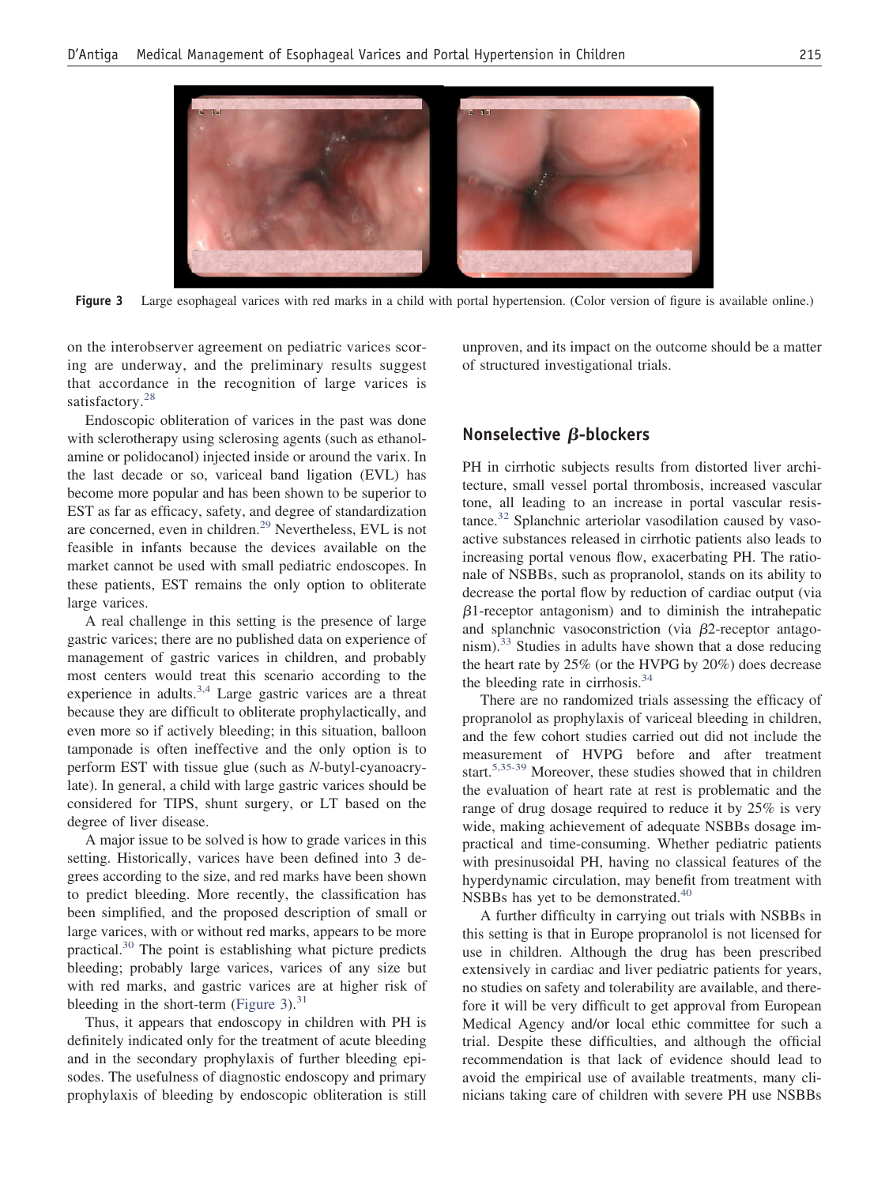Figure 3 Large esophageal varices with red marks in a child with portal hypertension. (Color version of figure is available online.)

on the interobserver agreement on pediatric varices scoring are underway, and the preliminary results suggest that accordance in the recognition of large varices is satisfactory.[28]

Endoscopic obliteration of varices in the past was done with sclerotherapy using sclerosing agents (such as ethanolamine or polidocanol) injected inside or around the varix. In the last decade or so, variceal band ligation (EVL) has become more popular and has been shown to be superior to EST as far as efficacy, safety, and degree of standardization are concerned, even in children.[29] Nevertheless, EVL is not feasible in infants because the devices available on the market cannot be used with small pediatric endoscopes. In these patients, EST remains the only option to obliterate large varices.

A real challenge in this setting is the presence of large gastric varices; there are no published data on experience of management of gastric varices in children, and probably most centers would treat this scenario according to the experience in adults.[3,4] Large gastric varices are a threat because they are difficult to obliterate prophylactically, and even more so if actively bleeding; in this situation, balloon tamponade is often ineffective and the only option is to perform EST with tissue glue (such as *N*-butyl-cyanoacrylate). In general, a child with large gastric varices should be considered for TIPS, shunt surgery, or LT based on the degree of liver disease.

A major issue to be solved is how to grade varices in this setting. Historically, varices have been defined into 3 degrees according to the size, and red marks have been shown to predict bleeding. More recently, the classification has been simplified, and the proposed description of small or large varices, with or without red marks, appears to be more practical.[30] The point is establishing what picture predicts bleeding; probably large varices, varices of any size but with red marks, and gastric varices are at higher risk of bleeding in the short-term (Figure 3).[31]

Thus, it appears that endoscopy in children with PH is definitely indicated only for the treatment of acute bleeding and in the secondary prophylaxis of further bleeding episodes. The usefulness of diagnostic endoscopy and primary prophylaxis of bleeding by endoscopic obliteration is still unproven, and its impact on the outcome should be a matter of structured investigational trials.

## Nonselective $\beta$-blockers

PH in cirrhotic subjects results from distorted liver architecture, small vessel portal thrombosis, increased vascular tone, all leading to an increase in portal vascular resistance.[32] Splanchnic arteriolar vasodilation caused by vasoactive substances released in cirrhotic patients also leads to increasing portal venous flow, exacerbating PH. The rationale of NSBBs, such as propranolol, stands on its ability to decrease the portal flow by reduction of cardiac output (via $\beta$1-receptor antagonism) and to diminish the intrahepatic and splanchnic vasoconstriction (via $\beta$2-receptor antagonism).[33] Studies in adults have shown that a dose reducing the heart rate by 25% (or the HVPG by 20%) does decrease the bleeding rate in cirrhosis.[34]

There are no randomized trials assessing the efficacy of propranolol as prophylaxis of variceal bleeding in children, and the few cohort studies carried out did not include the measurement of HVPG before and after treatment start.[5,35-39] Moreover, these studies showed that in children the evaluation of heart rate at rest is problematic and the range of drug dosage required to reduce it by 25% is very wide, making achievement of adequate NSBBs dosage impractical and time-consuming. Whether pediatric patients with presinusoidal PH, having no classical features of the hyperdynamic circulation, may benefit from treatment with NSBBs has yet to be demonstrated.[40]

A further difficulty in carrying out trials with NSBBs in this setting is that in Europe propranolol is not licensed for use in children. Although the drug has been prescribed extensively in cardiac and liver pediatric patients for years, no studies on safety and tolerability are available, and therefore it will be very difficult to get approval from European Medical Agency and/or local ethic committee for such a trial. Despite these difficulties, and although the official recommendation is that lack of evidence should lead to avoid the empirical use of available treatments, many clinicians taking care of children with severe PH use NSBBs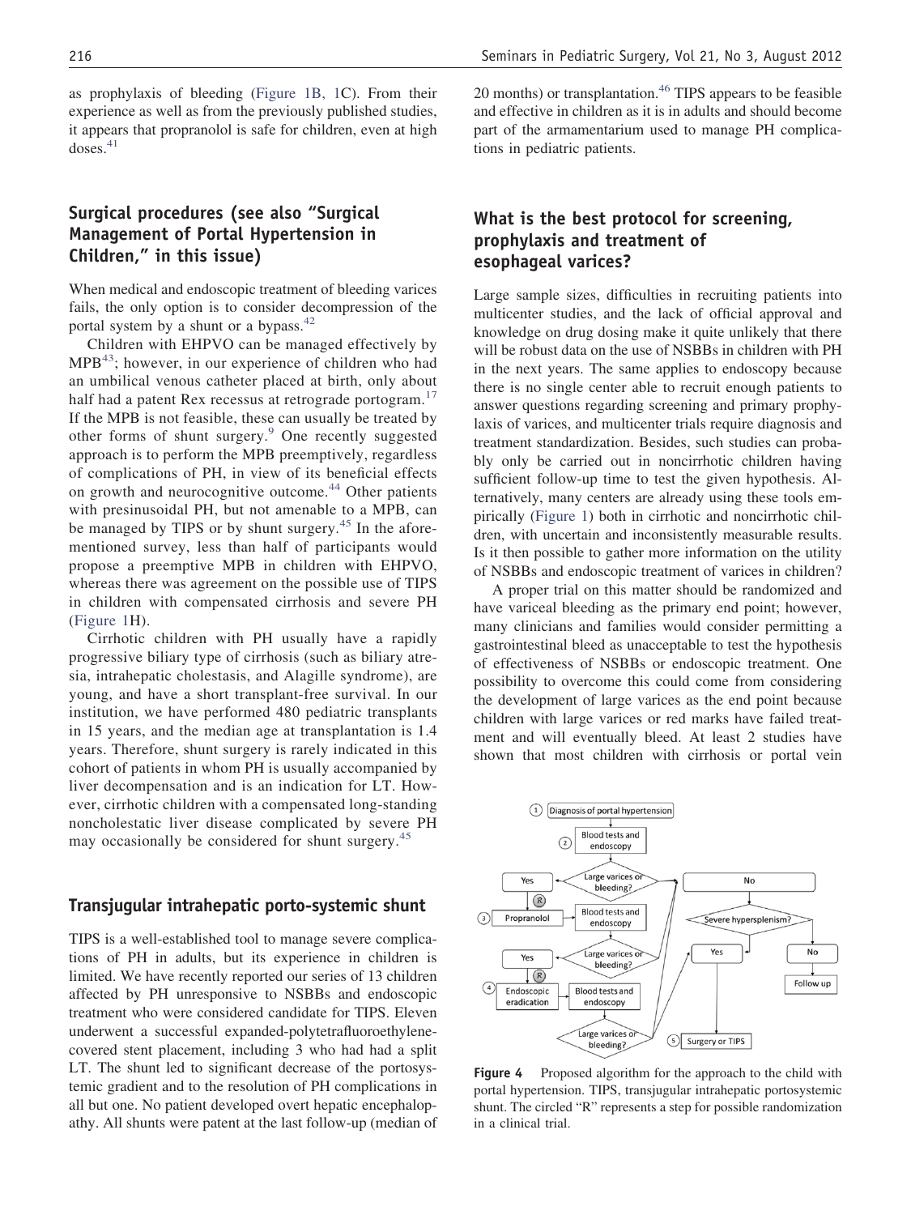as prophylaxis of bleeding (Figure 1B, 1C). From their experience as well as from the previously published studies, it appears that propranolol is safe for children, even at high doses.[41]

## Surgical procedures (see also "Surgical Management of Portal Hypertension in Children," in this issue)

When medical and endoscopic treatment of bleeding varices fails, the only option is to consider decompression of the portal system by a shunt or a bypass.[42]

Children with EHPVO can be managed effectively by MPB[43]; however, in our experience of children who had an umbilical venous catheter placed at birth, only about half had a patent Rex recessus at retrograde portogram.[17] If the MPB is not feasible, these can usually be treated by other forms of shunt surgery.[9] One recently suggested approach is to perform the MPB preemptively, regardless of complications of PH, in view of its beneficial effects on growth and neurocognitive outcome.[44] Other patients with presinusoidal PH, but not amenable to a MPB, can be managed by TIPS or by shunt surgery.[45] In the aforementioned survey, less than half of participants would propose a preemptive MPB in children with EHPVO, whereas there was agreement on the possible use of TIPS in children with compensated cirrhosis and severe PH (Figure 1H).

Cirrhotic children with PH usually have a rapidly progressive biliary type of cirrhosis (such as biliary atresia, intrahepatic cholestasis, and Alagille syndrome), are young, and have a short transplant-free survival. In our institution, we have performed 480 pediatric transplants in 15 years, and the median age at transplantation is 1.4 years. Therefore, shunt surgery is rarely indicated in this cohort of patients in whom PH is usually accompanied by liver decompensation and is an indication for LT. However, cirrhotic children with a compensated long-standing noncholestatic liver disease complicated by severe PH may occasionally be considered for shunt surgery.[45]

## Transjugular intrahepatic porto-systemic shunt

TIPS is a well-established tool to manage severe complications of PH in adults, but its experience in children is limited. We have recently reported our series of 13 children affected by PH unresponsive to NSBBs and endoscopic treatment who were considered candidate for TIPS. Eleven underwent a successful expanded-polytetrafluoroethylene-covered stent placement, including 3 who had had a split LT. The shunt led to significant decrease of the portosystemic gradient and to the resolution of PH complications in all but one. No patient developed overt hepatic encephalopathy. All shunts were patent at the last follow-up (median of 20 months) or transplantation.[46] TIPS appears to be feasible and effective in children as it is in adults and should become part of the armamentarium used to manage PH complications in pediatric patients.

## What is the best protocol for screening, prophylaxis and treatment of esophageal varices?

Large sample sizes, difficulties in recruiting patients into multicenter studies, and the lack of official approval and knowledge on drug dosing make it quite unlikely that there will be robust data on the use of NSBBs in children with PH in the next years. The same applies to endoscopy because there is no single center able to recruit enough patients to answer questions regarding screening and primary prophylaxis of varices, and multicenter trials require diagnosis and treatment standardization. Besides, such studies can probably only be carried out in noncirrhotic children having sufficient follow-up time to test the given hypothesis. Alternatively, many centers are already using these tools empirically (Figure 1) both in cirrhotic and noncirrhotic children, with uncertain and inconsistently measurable results. Is it then possible to gather more information on the utility of NSBBs and endoscopic treatment of varices in children?

A proper trial on this matter should be randomized and have variceal bleeding as the primary end point; however, many clinicians and families would consider permitting a gastrointestinal bleed as unacceptable to test the hypothesis of effectiveness of NSBBs or endoscopic treatment. One possibility to overcome this could come from considering the development of large varices as the end point because children with large varices or red marks have failed treatment and will eventually bleed. At least 2 studies have shown that most children with cirrhosis or portal vein

**Figure 4** Proposed algorithm for the approach to the child with portal hypertension. TIPS, transjugular intrahepatic portosystemic shunt. The circled "R" represents a step for possible randomization in a clinical trial.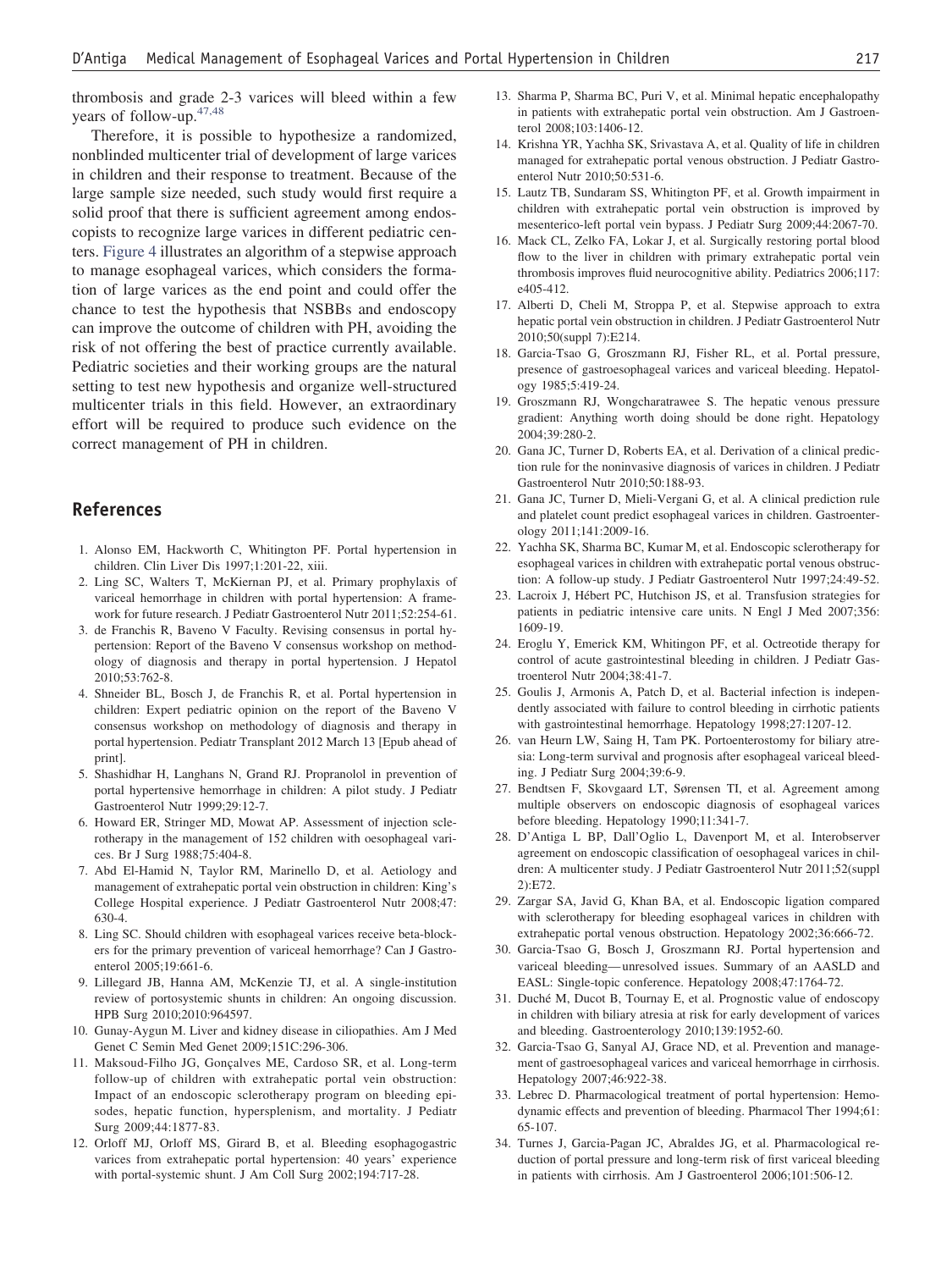thrombosis and grade 2-3 varices will bleed within a few years of follow-up.[47,48]

Therefore, it is possible to hypothesize a randomized, nonblinded multicenter trial of development of large varices in children and their response to treatment. Because of the large sample size needed, such study would first require a solid proof that there is sufficient agreement among endoscopists to recognize large varices in different pediatric centers. Figure 4 illustrates an algorithm of a stepwise approach to manage esophageal varices, which considers the formation of large varices as the end point and could offer the chance to test the hypothesis that NSBBs and endoscopy can improve the outcome of children with PH, avoiding the risk of not offering the best of practice currently available. Pediatric societies and their working groups are the natural setting to test new hypothesis and organize well-structured multicenter trials in this field. However, an extraordinary effort will be required to produce such evidence on the correct management of PH in children.

## References

1. Alonso EM, Hackworth C, Whitington PF. Portal hypertension in children. Clin Liver Dis 1997;1:201-22, xiii.
2. Ling SC, Walters T, McKiernan PJ, et al. Primary prophylaxis of variceal hemorrhage in children with portal hypertension: A framework for future research. J Pediatr Gastroenterol Nutr 2011;52:254-61.
3. de Franchis R, Baveno V Faculty. Revising consensus in portal hypertension: Report of the Baveno V consensus workshop on methodology of diagnosis and therapy in portal hypertension. J Hepatol 2010;53:762-8.
4. Shneider BL, Bosch J, de Franchis R, et al. Portal hypertension in children: Expert pediatric opinion on the report of the Baveno V consensus workshop on methodology of diagnosis and therapy in portal hypertension. Pediatr Transplant 2012 March 13 [Epub ahead of print].
5. Shashidhar H, Langhans N, Grand RJ. Propranolol in prevention of portal hypertensive hemorrhage in children: A pilot study. J Pediatr Gastroenterol Nutr 1999;29:12-7.
6. Howard ER, Stringer MD, Mowat AP. Assessment of injection sclerotherapy in the management of 152 children with oesophageal varices. Br J Surg 1988;75:404-8.
7. Abd El-Hamid N, Taylor RM, Marinello D, et al. Aetiology and management of extrahepatic portal vein obstruction in children: King's College Hospital experience. J Pediatr Gastroenterol Nutr 2008;47:630-4.
8. Ling SC. Should children with esophageal varices receive beta-blockers for the primary prevention of variceal hemorrhage? Can J Gastroenterol 2005;19:661-6.
9. Lillegard JB, Hanna AM, McKenzie TJ, et al. A single-institution review of portosystemic shunts in children: An ongoing discussion. HPB Surg 2010;2010:964597.
10. Gunay-Aygun M. Liver and kidney disease in ciliopathies. Am J Med Genet C Semin Med Genet 2009;151C:296-306.
11. Maksoud-Filho JG, Gonçalves ME, Cardoso SR, et al. Long-term follow-up of children with extrahepatic portal vein obstruction: Impact of an endoscopic sclerotherapy program on bleeding episodes, hepatic function, hypersplenism, and mortality. J Pediatr Surg 2009;44:1877-83.
12. Orloff MJ, Orloff MS, Girard B, et al. Bleeding esophagogastric varices from extrahepatic portal hypertension: 40 years' experience with portal-systemic shunt. J Am Coll Surg 2002;194:717-28.
13. Sharma P, Sharma BC, Puri V, et al. Minimal hepatic encephalopathy in patients with extrahepatic portal vein obstruction. Am J Gastroenterol 2008;103:1406-12.
14. Krishna YR, Yachha SK, Srivastava A, et al. Quality of life in children managed for extrahepatic portal venous obstruction. J Pediatr Gastroenterol Nutr 2010;50:531-6.
15. Lautz TB, Sundaram SS, Whitington PF, et al. Growth impairment in children with extrahepatic portal vein obstruction is improved by mesenterico-left portal vein bypass. J Pediatr Surg 2009;44:2067-70.
16. Mack CL, Zelko FA, Lokar J, et al. Surgically restoring portal blood flow to the liver in children with primary extrahepatic portal vein thrombosis improves fluid neurocognitive ability. Pediatrics 2006;117:e405-412.
17. Alberti D, Cheli M, Stroppa P, et al. Stepwise approach to extra hepatic portal vein obstruction in children. J Pediatr Gastroenterol Nutr 2010;50(suppl 7):E214.
18. Garcia-Tsao G, Groszmann RJ, Fisher RL, et al. Portal pressure, presence of gastroesophageal varices and variceal bleeding. Hepatology 1985;5:419-24.
19. Groszmann RJ, Wongcharatrawee S. The hepatic venous pressure gradient: Anything worth doing should be done right. Hepatology 2004;39:280-2.
20. Gana JC, Turner D, Roberts EA, et al. Derivation of a clinical prediction rule for the noninvasive diagnosis of varices in children. J Pediatr Gastroenterol Nutr 2010;50:188-93.
21. Gana JC, Turner D, Mieli-Vergani G, et al. A clinical prediction rule and platelet count predict esophageal varices in children. Gastroenterology 2011;141:2009-16.
22. Yachha SK, Sharma BC, Kumar M, et al. Endoscopic sclerotherapy for esophageal varices in children with extrahepatic portal venous obstruction: A follow-up study. J Pediatr Gastroenterol Nutr 1997;24:49-52.
23. Lacroix J, Hébert PC, Hutchison JS, et al. Transfusion strategies for patients in pediatric intensive care units. N Engl J Med 2007;356:1609-19.
24. Eroglu Y, Emerick KM, Whitingon PF, et al. Octreotide therapy for control of acute gastrointestinal bleeding in children. J Pediatr Gastroenterol Nutr 2004;38:41-7.
25. Goulis J, Armonis A, Patch D, et al. Bacterial infection is independently associated with failure to control bleeding in cirrhotic patients with gastrointestinal hemorrhage. Hepatology 1998;27:1207-12.
26. van Heurn LW, Saing H, Tam PK. Portoenterostomy for biliary atresia: Long-term survival and prognosis after esophageal variceal bleeding. J Pediatr Surg 2004;39:6-9.
27. Bendtsen F, Skovgaard LT, Sørensen TI, et al. Agreement among multiple observers on endoscopic diagnosis of esophageal varices before bleeding. Hepatology 1990;11:341-7.
28. D'Antiga L BP, Dall'Oglio L, Davenport M, et al. Interobserver agreement on endoscopic classification of oesophageal varices in children: A multicenter study. J Pediatr Gastroenterol Nutr 2011;52(suppl 2):E72.
29. Zargar SA, Javid G, Khan BA, et al. Endoscopic ligation compared with sclerotherapy for bleeding esophageal varices in children with extrahepatic portal venous obstruction. Hepatology 2002;36:666-72.
30. Garcia-Tsao G, Bosch J, Groszmann RJ. Portal hypertension and variceal bleeding—unresolved issues. Summary of an AASLD and EASL: Single-topic conference. Hepatology 2008;47:1764-72.
31. Duché M, Ducot B, Tournay E, et al. Prognostic value of endoscopy in children with biliary atresia at risk for early development of varices and bleeding. Gastroenterology 2010;139:1952-60.
32. Garcia-Tsao G, Sanyal AJ, Grace ND, et al. Prevention and management of gastroesophageal varices and variceal hemorrhage in cirrhosis. Hepatology 2007;46:922-38.
33. Lebrec D. Pharmacological treatment of portal hypertension: Hemodynamic effects and prevention of bleeding. Pharmacol Ther 1994;61:65-107.
34. Turnes J, Garcia-Pagan JC, Abraldes JG, et al. Pharmacological reduction of portal pressure and long-term risk of first variceal bleeding in patients with cirrhosis. Am J Gastroenterol 2006;101:506-12.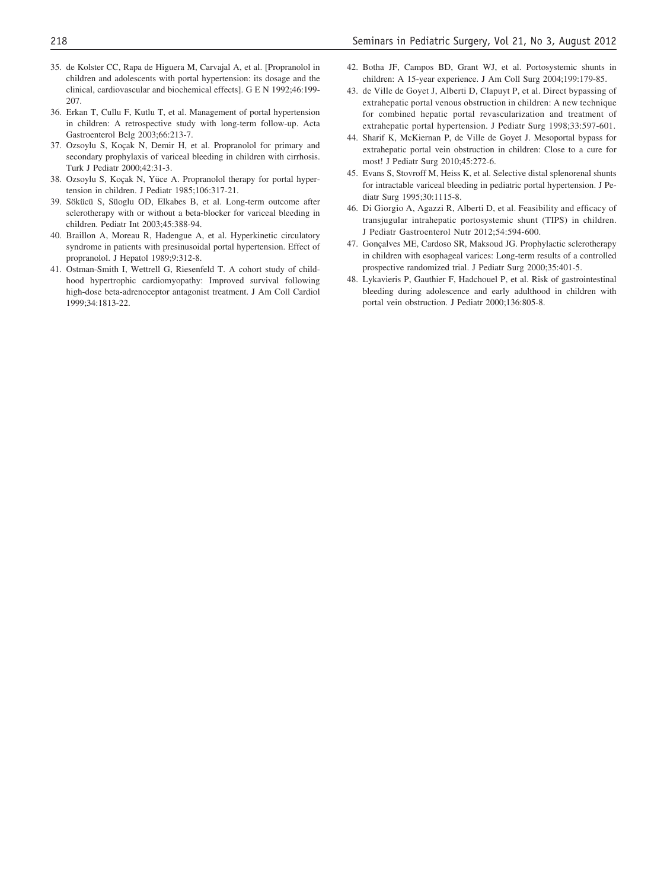35. de Kolster CC, Rapa de Higuera M, Carvajal A, et al. [Propranolol in children and adolescents with portal hypertension: its dosage and the clinical, cardiovascular and biochemical effects]. G E N 1992;46:199-207.
36. Erkan T, Cullu F, Kutlu T, et al. Management of portal hypertension in children: A retrospective study with long-term follow-up. Acta Gastroenterol Belg 2003;66:213-7.
37. Ozsoylu S, Koçak N, Demir H, et al. Propranolol for primary and secondary prophylaxis of variceal bleeding in children with cirrhosis. Turk J Pediatr 2000;42:31-3.
38. Ozsoylu S, Koçak N, Yüce A. Propranolol therapy for portal hypertension in children. J Pediatr 1985;106:317-21.
39. Sökücü S, Süoglu OD, Elkabes B, et al. Long-term outcome after sclerotherapy with or without a beta-blocker for variceal bleeding in children. Pediatr Int 2003;45:388-94.
40. Braillon A, Moreau R, Hadengue A, et al. Hyperkinetic circulatory syndrome in patients with presinusoidal portal hypertension. Effect of propranolol. J Hepatol 1989;9:312-8.
41. Ostman-Smith I, Wettrell G, Riesenfeld T. A cohort study of childhood hypertrophic cardiomyopathy: Improved survival following high-dose beta-adrenoceptor antagonist treatment. J Am Coll Cardiol 1999;34:1813-22.
42. Botha JF, Campos BD, Grant WJ, et al. Portosystemic shunts in children: A 15-year experience. J Am Coll Surg 2004;199:179-85.
43. de Ville de Goyet J, Alberti D, Clapuyt P, et al. Direct bypassing of extrahepatic portal venous obstruction in children: A new technique for combined hepatic portal revascularization and treatment of extrahepatic portal hypertension. J Pediatr Surg 1998;33:597-601.
44. Sharif K, McKiernan P, de Ville de Goyet J. Mesoportal bypass for extrahepatic portal vein obstruction in children: Close to a cure for most! J Pediatr Surg 2010;45:272-6.
45. Evans S, Stovroff M, Heiss K, et al. Selective distal splenorenal shunts for intractable variceal bleeding in pediatric portal hypertension. J Pediatr Surg 1995;30:1115-8.
46. Di Giorgio A, Agazzi R, Alberti D, et al. Feasibility and efficacy of transjugular intrahepatic portosystemic shunt (TIPS) in children. J Pediatr Gastroenterol Nutr 2012;54:594-600.
47. Gonçalves ME, Cardoso SR, Maksoud JG. Prophylactic sclerotherapy in children with esophageal varices: Long-term results of a controlled prospective randomized trial. J Pediatr Surg 2000;35:401-5.
48. Lykavieris P, Gauthier F, Hadchouel P, et al. Risk of gastrointestinal bleeding during adolescence and early adulthood in children with portal vein obstruction. J Pediatr 2000;136:805-8.